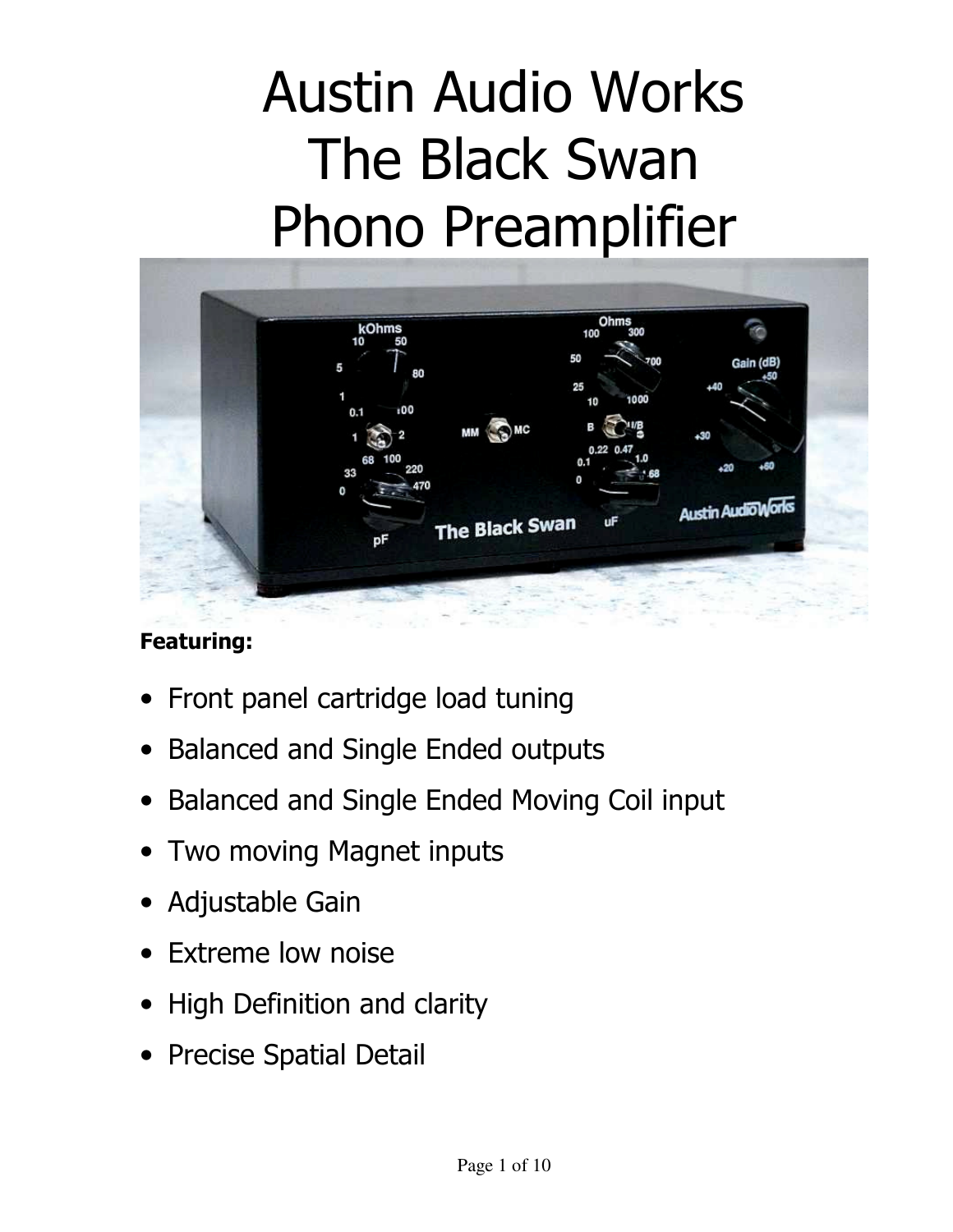# Austin Audio Works
# The Black Swan
# Phono Preamplifier

**Featuring:**

- Front panel cartridge load tuning
- Balanced and Single Ended outputs
- Balanced and Single Ended Moving Coil input
- Two moving Magnet inputs
- Adjustable Gain
- Extreme low noise
- High Definition and clarity
- Precise Spatial Detail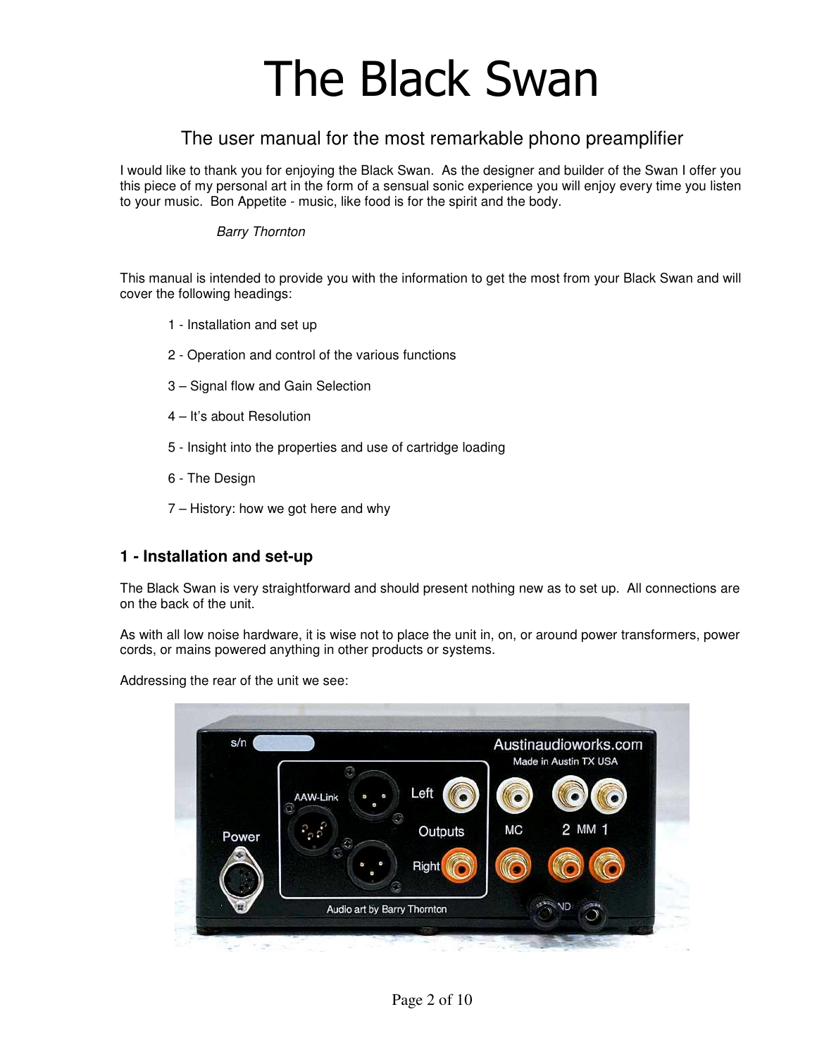# The Black Swan

## The user manual for the most remarkable phono preamplifier

I would like to thank you for enjoying the Black Swan. As the designer and builder of the Swan I offer you this piece of my personal art in the form of a sensual sonic experience you will enjoy every time you listen to your music. Bon Appetite - music, like food is for the spirit and the body.

*Barry Thornton*

This manual is intended to provide you with the information to get the most from your Black Swan and will cover the following headings:

1 - Installation and set up

2 - Operation and control of the various functions

3 – Signal flow and Gain Selection

4 – It's about Resolution

5 - Insight into the properties and use of cartridge loading

6 - The Design

7 – History: how we got here and why

### 1 - Installation and set-up

The Black Swan is very straightforward and should present nothing new as to set up. All connections are on the back of the unit.

As with all low noise hardware, it is wise not to place the unit in, on, or around power transformers, power cords, or mains powered anything in other products or systems.

Addressing the rear of the unit we see: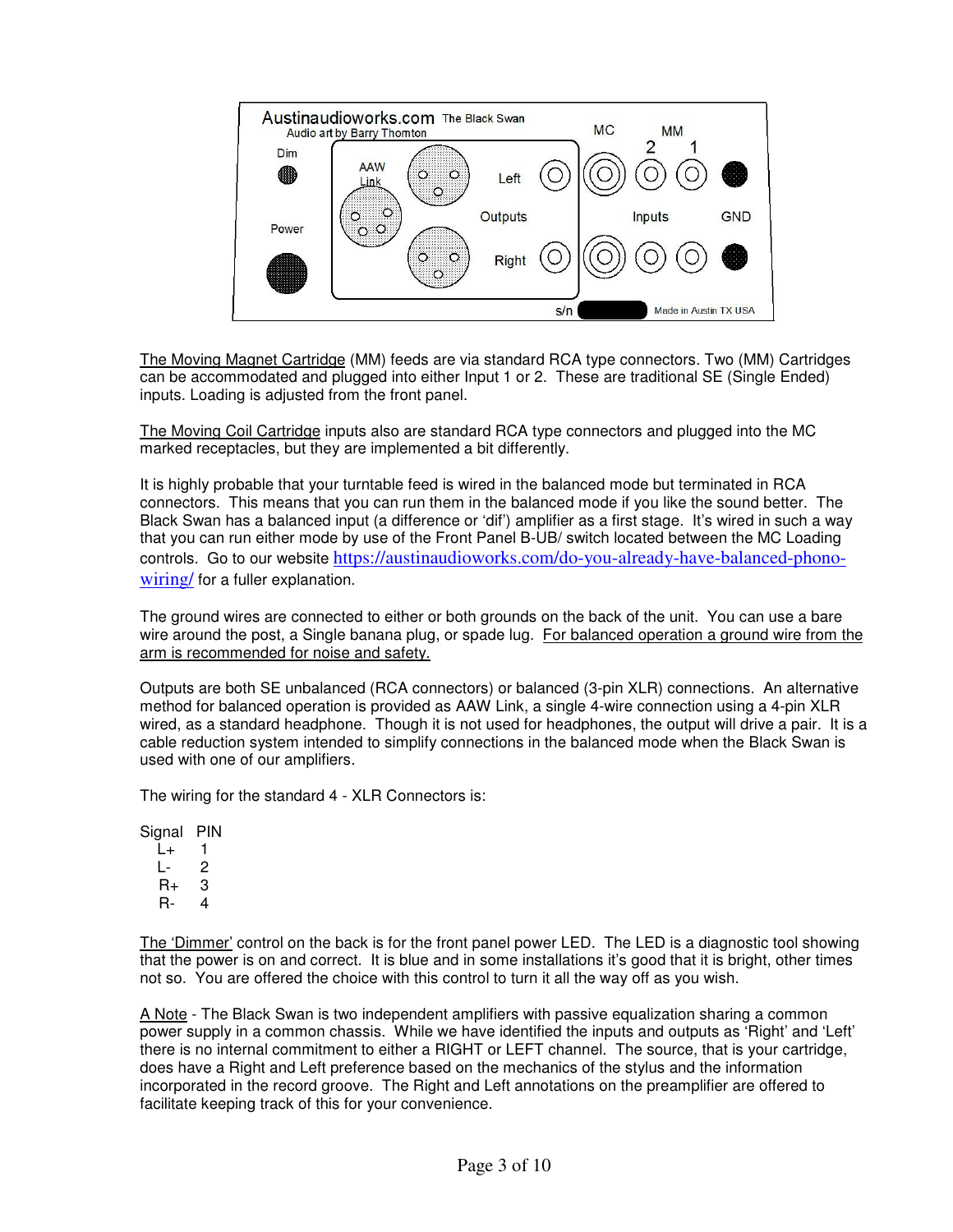The Moving Magnet Cartridge (MM) feeds are via standard RCA type connectors. Two (MM) Cartridges can be accommodated and plugged into either Input 1 or 2. These are traditional SE (Single Ended) inputs. Loading is adjusted from the front panel.

The Moving Coil Cartridge inputs also are standard RCA type connectors and plugged into the MC marked receptacles, but they are implemented a bit differently.

It is highly probable that your turntable feed is wired in the balanced mode but terminated in RCA connectors. This means that you can run them in the balanced mode if you like the sound better. The Black Swan has a balanced input (a difference or 'dif') amplifier as a first stage. It's wired in such a way that you can run either mode by use of the Front Panel B-UB/ switch located between the MC Loading controls. Go to our website https://austinaudioworks.com/do-you-already-have-balanced-phono-wiring/ for a fuller explanation.

The ground wires are connected to either or both grounds on the back of the unit. You can use a bare wire around the post, a Single banana plug, or spade lug. For balanced operation a ground wire from the arm is recommended for noise and safety.

Outputs are both SE unbalanced (RCA connectors) or balanced (3-pin XLR) connections. An alternative method for balanced operation is provided as AAW Link, a single 4-wire connection using a 4-pin XLR wired, as a standard headphone. Though it is not used for headphones, the output will drive a pair. It is a cable reduction system intended to simplify connections in the balanced mode when the Black Swan is used with one of our amplifiers.

The wiring for the standard 4 - XLR Connectors is:

| Signal | PIN |
|---|---|
| L+ | 1 |
| L- | 2 |
| R+ | 3 |
| R- | 4 |

The 'Dimmer' control on the back is for the front panel power LED. The LED is a diagnostic tool showing that the power is on and correct. It is blue and in some installations it's good that it is bright, other times not so. You are offered the choice with this control to turn it all the way off as you wish.

A Note - The Black Swan is two independent amplifiers with passive equalization sharing a common power supply in a common chassis. While we have identified the inputs and outputs as 'Right' and 'Left' there is no internal commitment to either a RIGHT or LEFT channel. The source, that is your cartridge, does have a Right and Left preference based on the mechanics of the stylus and the information incorporated in the record groove. The Right and Left annotations on the preamplifier are offered to facilitate keeping track of this for your convenience.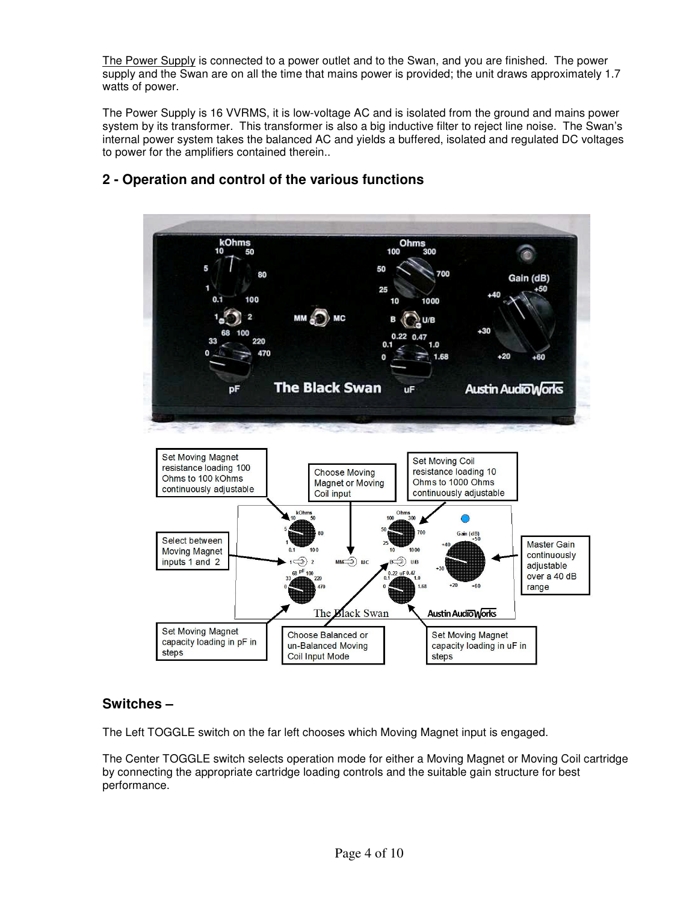The Power Supply is connected to a power outlet and to the Swan, and you are finished. The power supply and the Swan are on all the time that mains power is provided; the unit draws approximately 1.7 watts of power.

The Power Supply is 16 VVRMS, it is low-voltage AC and is isolated from the ground and mains power system by its transformer. This transformer is also a big inductive filter to reject line noise. The Swan's internal power system takes the balanced AC and yields a buffered, isolated and regulated DC voltages to power for the amplifiers contained therein..

## 2 - Operation and control of the various functions

Set Moving Magnet resistance loading 100 Ohms to 100 kOhms continuously adjustable

Choose Moving Magnet or Moving Coil input

Set Moving Coil resistance loading 10 Ohms to 1000 Ohms continuously adjustable

Select between Moving Magnet inputs 1 and 2

Master Gain continuously adjustable over a 40 dB range

Set Moving Magnet capacity loading in pF in steps

Choose Balanced or un-Balanced Moving Coil Input Mode

Set Moving Magnet capacity loading in uF in steps

## Switches –

The Left TOGGLE switch on the far left chooses which Moving Magnet input is engaged.

The Center TOGGLE switch selects operation mode for either a Moving Magnet or Moving Coil cartridge by connecting the appropriate cartridge loading controls and the suitable gain structure for best performance.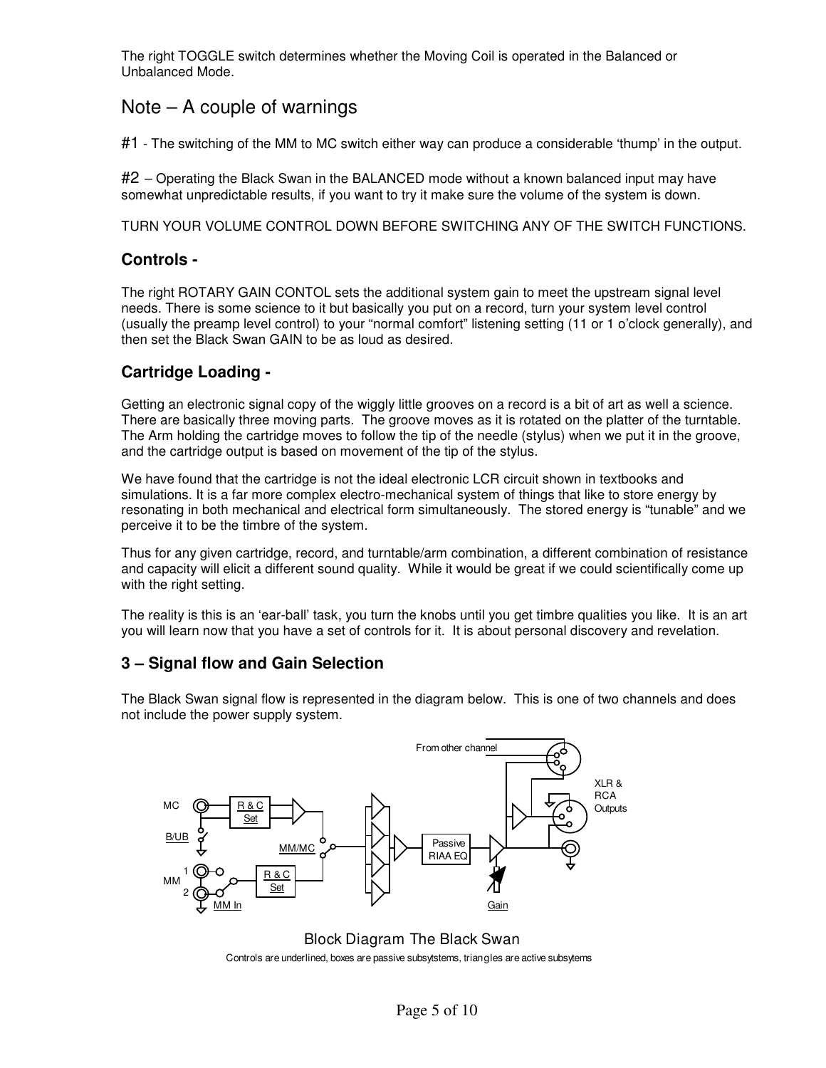The right TOGGLE switch determines whether the Moving Coil is operated in the Balanced or Unbalanced Mode.

## Note – A couple of warnings

#1 - The switching of the MM to MC switch either way can produce a considerable 'thump' in the output.

#2 – Operating the Black Swan in the BALANCED mode without a known balanced input may have somewhat unpredictable results, if you want to try it make sure the volume of the system is down.

TURN YOUR VOLUME CONTROL DOWN BEFORE SWITCHING ANY OF THE SWITCH FUNCTIONS.

### Controls -

The right ROTARY GAIN CONTOL sets the additional system gain to meet the upstream signal level needs. There is some science to it but basically you put on a record, turn your system level control (usually the preamp level control) to your "normal comfort" listening setting (11 or 1 o'clock generally), and then set the Black Swan GAIN to be as loud as desired.

### Cartridge Loading -

Getting an electronic signal copy of the wiggly little grooves on a record is a bit of art as well a science. There are basically three moving parts. The groove moves as it is rotated on the platter of the turntable. The Arm holding the cartridge moves to follow the tip of the needle (stylus) when we put it in the groove, and the cartridge output is based on movement of the tip of the stylus.

We have found that the cartridge is not the ideal electronic LCR circuit shown in textbooks and simulations. It is a far more complex electro-mechanical system of things that like to store energy by resonating in both mechanical and electrical form simultaneously. The stored energy is "tunable" and we perceive it to be the timbre of the system.

Thus for any given cartridge, record, and turntable/arm combination, a different combination of resistance and capacity will elicit a different sound quality. While it would be great if we could scientifically come up with the right setting.

The reality is this is an 'ear-ball' task, you turn the knobs until you get timbre qualities you like. It is an art you will learn now that you have a set of controls for it. It is about personal discovery and revelation.

### 3 – Signal flow and Gain Selection

The Black Swan signal flow is represented in the diagram below. This is one of two channels and does not include the power supply system.

From other channel

XLR & RCA Outputs

MC | R & C Set | B/UB | MM/MC | 1 MM 2 | R & C Set | MM In | Passive RIAA EQ | Gain

Block Diagram The Black Swan

Controls are underlined, boxes are passive subsytstems, triangles are active subsytems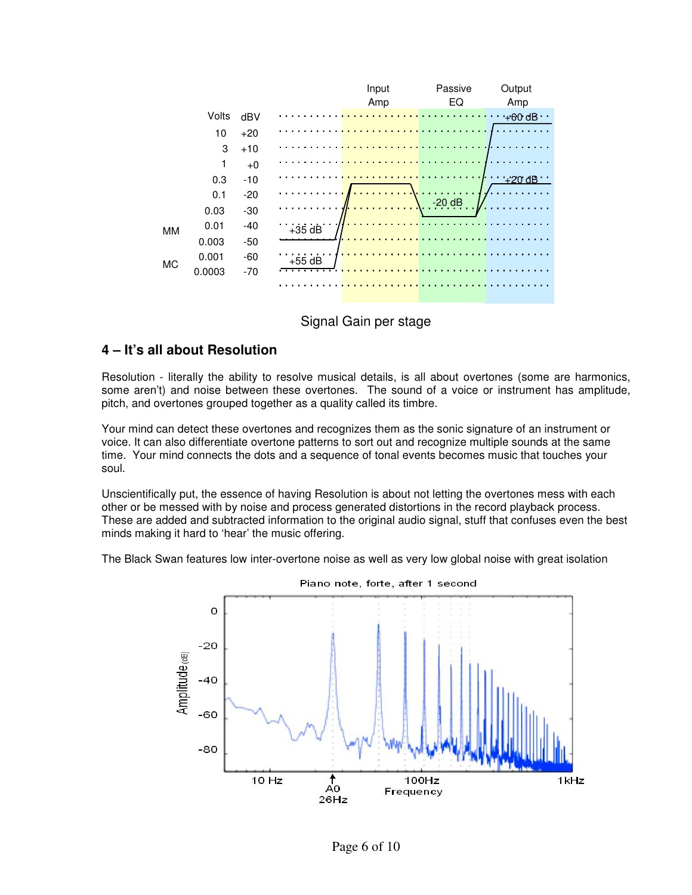Signal Gain per stage

### 4 – It's all about Resolution

Resolution - literally the ability to resolve musical details, is all about overtones (some are harmonics, some aren't) and noise between these overtones. The sound of a voice or instrument has amplitude, pitch, and overtones grouped together as a quality called its timbre.

Your mind can detect these overtones and recognizes them as the sonic signature of an instrument or voice. It can also differentiate overtone patterns to sort out and recognize multiple sounds at the same time. Your mind connects the dots and a sequence of tonal events becomes music that touches your soul.

Unscientifically put, the essence of having Resolution is about not letting the overtones mess with each other or be messed with by noise and process generated distortions in the record playback process. These are added and subtracted information to the original audio signal, stuff that confuses even the best minds making it hard to 'hear' the music offering.

The Black Swan features low inter-overtone noise as well as very low global noise with great isolation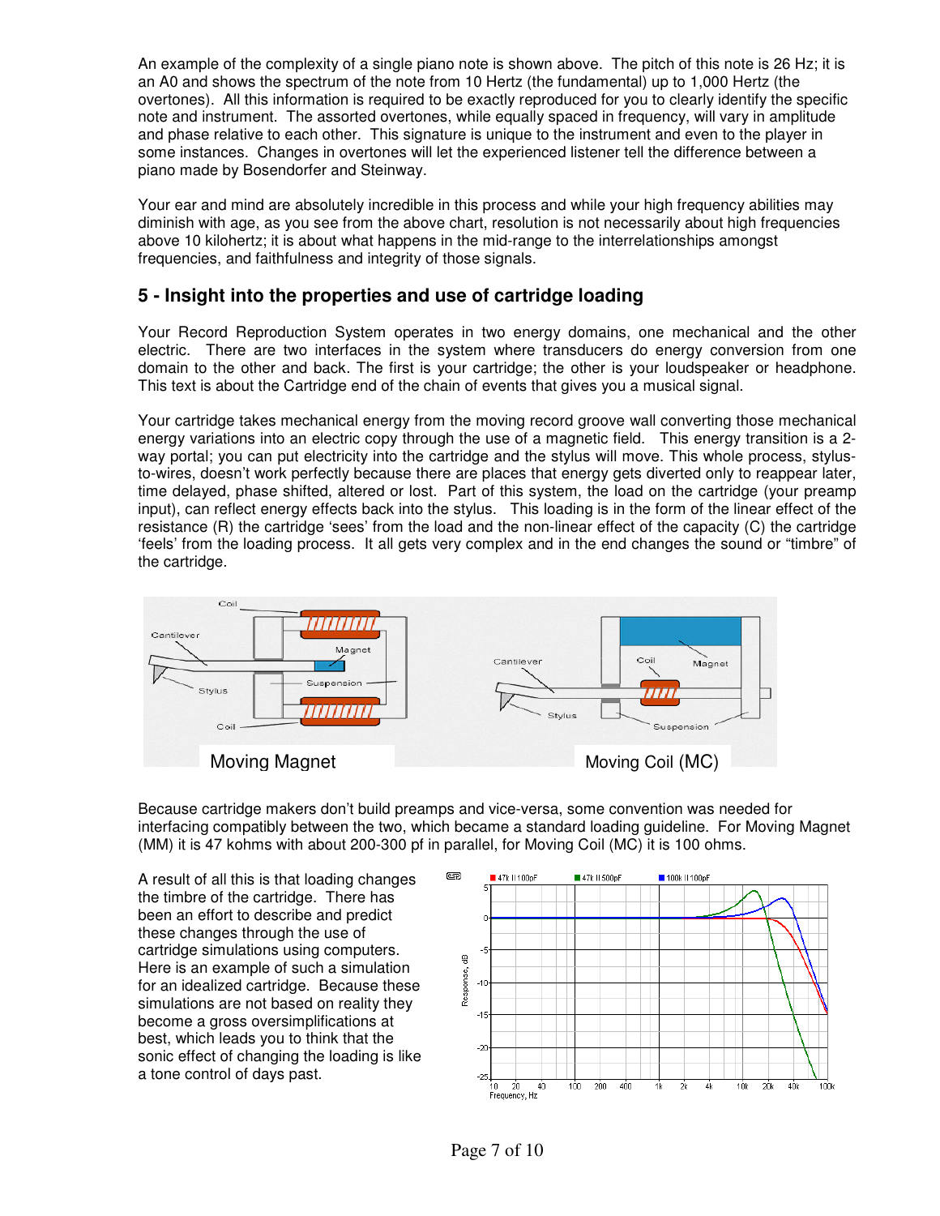An example of the complexity of a single piano note is shown above. The pitch of this note is 26 Hz; it is an A0 and shows the spectrum of the note from 10 Hertz (the fundamental) up to 1,000 Hertz (the overtones). All this information is required to be exactly reproduced for you to clearly identify the specific note and instrument. The assorted overtones, while equally spaced in frequency, will vary in amplitude and phase relative to each other. This signature is unique to the instrument and even to the player in some instances. Changes in overtones will let the experienced listener tell the difference between a piano made by Bosendorfer and Steinway.

Your ear and mind are absolutely incredible in this process and while your high frequency abilities may diminish with age, as you see from the above chart, resolution is not necessarily about high frequencies above 10 kilohertz; it is about what happens in the mid-range to the interrelationships amongst frequencies, and faithfulness and integrity of those signals.

## 5 - Insight into the properties and use of cartridge loading

Your Record Reproduction System operates in two energy domains, one mechanical and the other electric. There are two interfaces in the system where transducers do energy conversion from one domain to the other and back. The first is your cartridge; the other is your loudspeaker or headphone. This text is about the Cartridge end of the chain of events that gives you a musical signal.

Your cartridge takes mechanical energy from the moving record groove wall converting those mechanical energy variations into an electric copy through the use of a magnetic field. This energy transition is a 2-way portal; you can put electricity into the cartridge and the stylus will move. This whole process, stylus-to-wires, doesn't work perfectly because there are places that energy gets diverted only to reappear later, time delayed, phase shifted, altered or lost. Part of this system, the load on the cartridge (your preamp input), can reflect energy effects back into the stylus. This loading is in the form of the linear effect of the resistance (R) the cartridge 'sees' from the load and the non-linear effect of the capacity (C) the cartridge 'feels' from the loading process. It all gets very complex and in the end changes the sound or "timbre" of the cartridge.

Moving Magnet

Moving Coil (MC)

Because cartridge makers don't build preamps and vice-versa, some convention was needed for interfacing compatibly between the two, which became a standard loading guideline. For Moving Magnet (MM) it is 47 kohms with about 200-300 pf in parallel, for Moving Coil (MC) it is 100 ohms.

A result of all this is that loading changes the timbre of the cartridge. There has been an effort to describe and predict these changes through the use of cartridge simulations using computers. Here is an example of such a simulation for an idealized cartridge. Because these simulations are not based on reality they become a gross oversimplifications at best, which leads you to think that the sonic effect of changing the loading is like a tone control of days past.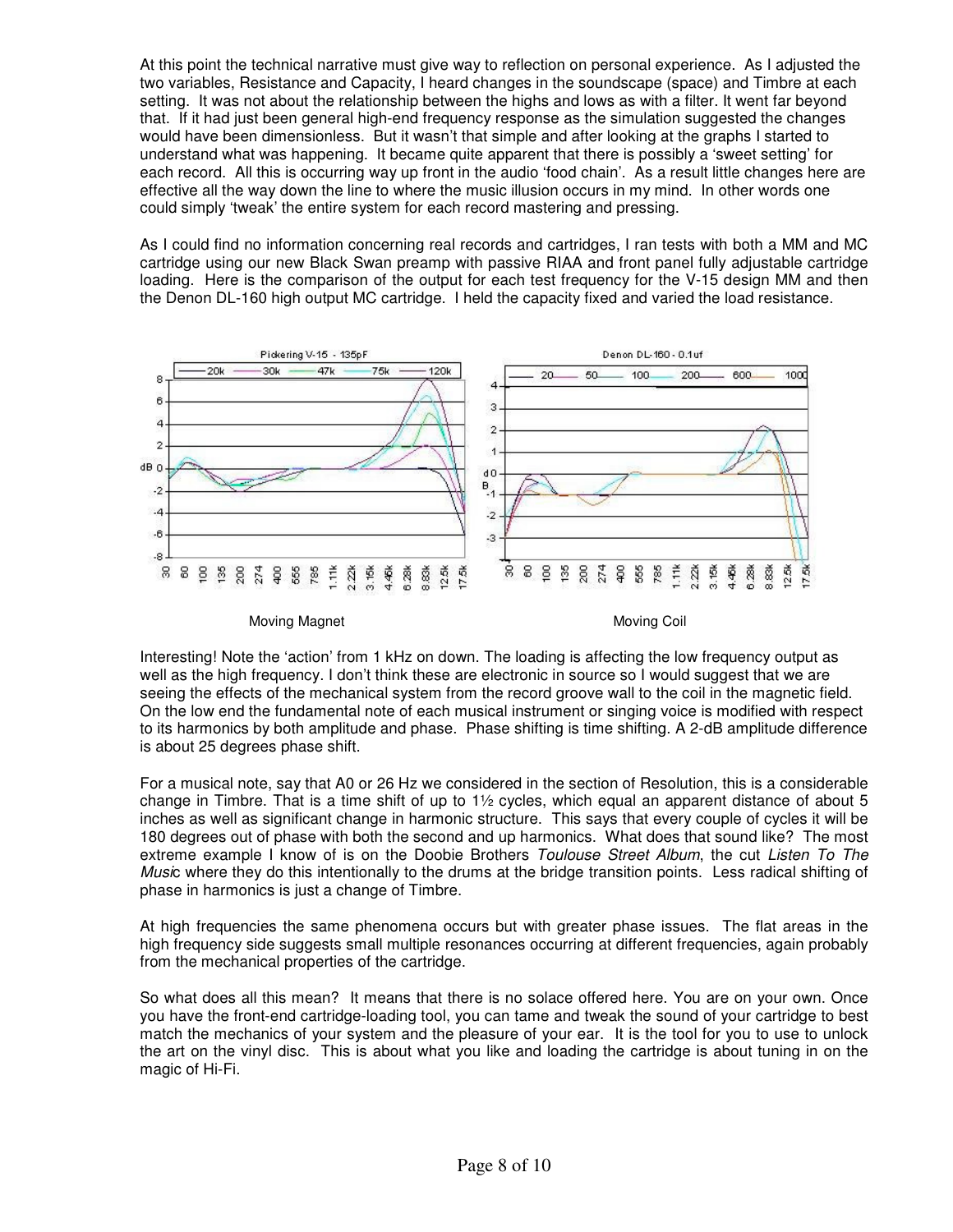At this point the technical narrative must give way to reflection on personal experience. As I adjusted the two variables, Resistance and Capacity, I heard changes in the soundscape (space) and Timbre at each setting. It was not about the relationship between the highs and lows as with a filter. It went far beyond that. If it had just been general high-end frequency response as the simulation suggested the changes would have been dimensionless. But it wasn't that simple and after looking at the graphs I started to understand what was happening. It became quite apparent that there is possibly a 'sweet setting' for each record. All this is occurring way up front in the audio 'food chain'. As a result little changes here are effective all the way down the line to where the music illusion occurs in my mind. In other words one could simply 'tweak' the entire system for each record mastering and pressing.

As I could find no information concerning real records and cartridges, I ran tests with both a MM and MC cartridge using our new Black Swan preamp with passive RIAA and front panel fully adjustable cartridge loading. Here is the comparison of the output for each test frequency for the V-15 design MM and then the Denon DL-160 high output MC cartridge. I held the capacity fixed and varied the load resistance.

Moving Magnet

Moving Coil

Interesting! Note the 'action' from 1 kHz on down. The loading is affecting the low frequency output as well as the high frequency. I don't think these are electronic in source so I would suggest that we are seeing the effects of the mechanical system from the record groove wall to the coil in the magnetic field. On the low end the fundamental note of each musical instrument or singing voice is modified with respect to its harmonics by both amplitude and phase. Phase shifting is time shifting. A 2-dB amplitude difference is about 25 degrees phase shift.

For a musical note, say that A0 or 26 Hz we considered in the section of Resolution, this is a considerable change in Timbre. That is a time shift of up to 1½ cycles, which equal an apparent distance of about 5 inches as well as significant change in harmonic structure. This says that every couple of cycles it will be 180 degrees out of phase with both the second and up harmonics. What does that sound like? The most extreme example I know of is on the Doobie Brothers *Toulouse Street Album*, the cut *Listen To The Music* where they do this intentionally to the drums at the bridge transition points. Less radical shifting of phase in harmonics is just a change of Timbre.

At high frequencies the same phenomena occurs but with greater phase issues. The flat areas in the high frequency side suggests small multiple resonances occurring at different frequencies, again probably from the mechanical properties of the cartridge.

So what does all this mean? It means that there is no solace offered here. You are on your own. Once you have the front-end cartridge-loading tool, you can tame and tweak the sound of your cartridge to best match the mechanics of your system and the pleasure of your ear. It is the tool for you to use to unlock the art on the vinyl disc. This is about what you like and loading the cartridge is about tuning in on the magic of Hi-Fi.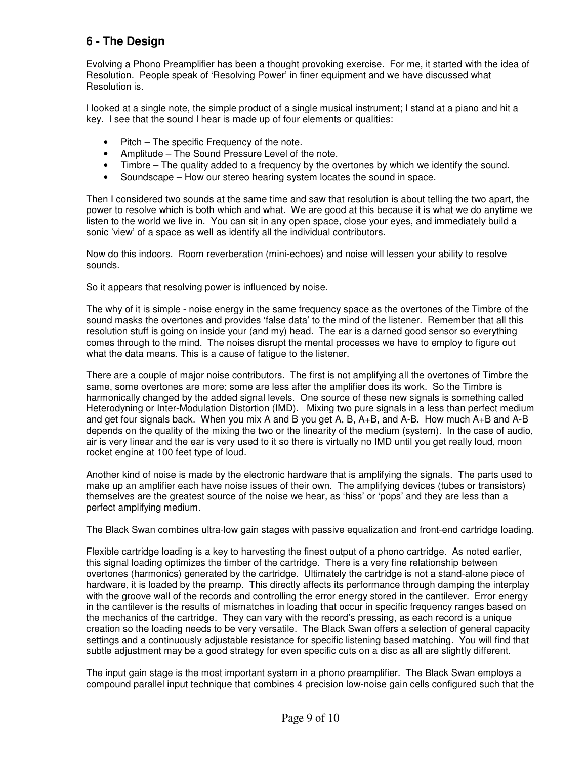## 6 - The Design

Evolving a Phono Preamplifier has been a thought provoking exercise. For me, it started with the idea of Resolution. People speak of 'Resolving Power' in finer equipment and we have discussed what Resolution is.

I looked at a single note, the simple product of a single musical instrument; I stand at a piano and hit a key. I see that the sound I hear is made up of four elements or qualities:

- Pitch – The specific Frequency of the note.
- Amplitude – The Sound Pressure Level of the note.
- Timbre – The quality added to a frequency by the overtones by which we identify the sound.
- Soundscape – How our stereo hearing system locates the sound in space.

Then I considered two sounds at the same time and saw that resolution is about telling the two apart, the power to resolve which is both which and what. We are good at this because it is what we do anytime we listen to the world we live in. You can sit in any open space, close your eyes, and immediately build a sonic 'view' of a space as well as identify all the individual contributors.

Now do this indoors. Room reverberation (mini-echoes) and noise will lessen your ability to resolve sounds.

So it appears that resolving power is influenced by noise.

The why of it is simple - noise energy in the same frequency space as the overtones of the Timbre of the sound masks the overtones and provides 'false data' to the mind of the listener. Remember that all this resolution stuff is going on inside your (and my) head. The ear is a darned good sensor so everything comes through to the mind. The noises disrupt the mental processes we have to employ to figure out what the data means. This is a cause of fatigue to the listener.

There are a couple of major noise contributors. The first is not amplifying all the overtones of Timbre the same, some overtones are more; some are less after the amplifier does its work. So the Timbre is harmonically changed by the added signal levels. One source of these new signals is something called Heterodyning or Inter-Modulation Distortion (IMD). Mixing two pure signals in a less than perfect medium and get four signals back. When you mix A and B you get A, B, A+B, and A-B. How much A+B and A-B depends on the quality of the mixing the two or the linearity of the medium (system). In the case of audio, air is very linear and the ear is very used to it so there is virtually no IMD until you get really loud, moon rocket engine at 100 feet type of loud.

Another kind of noise is made by the electronic hardware that is amplifying the signals. The parts used to make up an amplifier each have noise issues of their own. The amplifying devices (tubes or transistors) themselves are the greatest source of the noise we hear, as 'hiss' or 'pops' and they are less than a perfect amplifying medium.

The Black Swan combines ultra-low gain stages with passive equalization and front-end cartridge loading.

Flexible cartridge loading is a key to harvesting the finest output of a phono cartridge. As noted earlier, this signal loading optimizes the timber of the cartridge. There is a very fine relationship between overtones (harmonics) generated by the cartridge. Ultimately the cartridge is not a stand-alone piece of hardware, it is loaded by the preamp. This directly affects its performance through damping the interplay with the groove wall of the records and controlling the error energy stored in the cantilever. Error energy in the cantilever is the results of mismatches in loading that occur in specific frequency ranges based on the mechanics of the cartridge. They can vary with the record's pressing, as each record is a unique creation so the loading needs to be very versatile. The Black Swan offers a selection of general capacity settings and a continuously adjustable resistance for specific listening based matching. You will find that subtle adjustment may be a good strategy for even specific cuts on a disc as all are slightly different.

The input gain stage is the most important system in a phono preamplifier. The Black Swan employs a compound parallel input technique that combines 4 precision low-noise gain cells configured such that the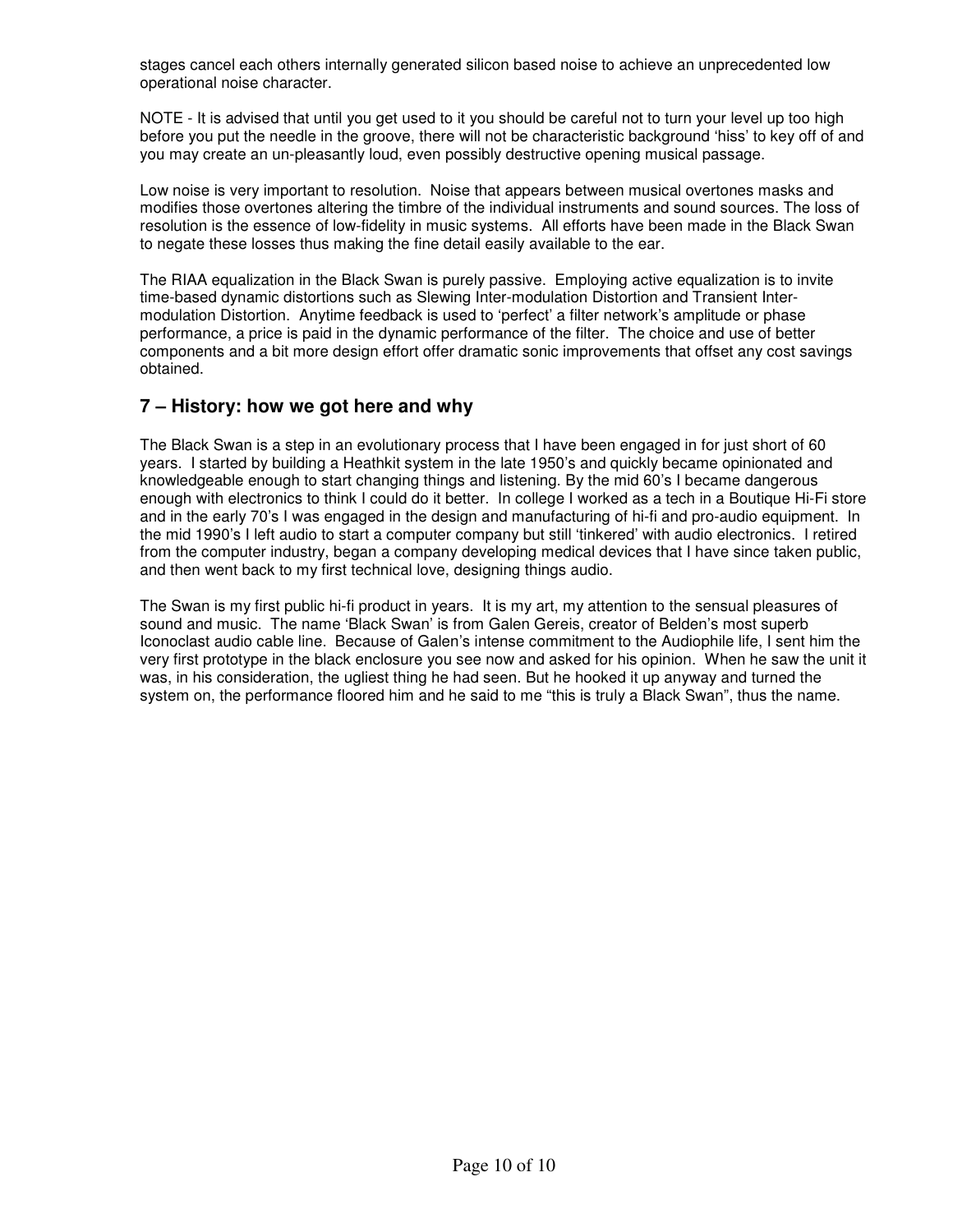stages cancel each others internally generated silicon based noise to achieve an unprecedented low operational noise character.

NOTE - It is advised that until you get used to it you should be careful not to turn your level up too high before you put the needle in the groove, there will not be characteristic background 'hiss' to key off of and you may create an un-pleasantly loud, even possibly destructive opening musical passage.

Low noise is very important to resolution. Noise that appears between musical overtones masks and modifies those overtones altering the timbre of the individual instruments and sound sources. The loss of resolution is the essence of low-fidelity in music systems. All efforts have been made in the Black Swan to negate these losses thus making the fine detail easily available to the ear.

The RIAA equalization in the Black Swan is purely passive. Employing active equalization is to invite time-based dynamic distortions such as Slewing Inter-modulation Distortion and Transient Inter-modulation Distortion. Anytime feedback is used to 'perfect' a filter network's amplitude or phase performance, a price is paid in the dynamic performance of the filter. The choice and use of better components and a bit more design effort offer dramatic sonic improvements that offset any cost savings obtained.

## 7 – History: how we got here and why

The Black Swan is a step in an evolutionary process that I have been engaged in for just short of 60 years. I started by building a Heathkit system in the late 1950's and quickly became opinionated and knowledgeable enough to start changing things and listening. By the mid 60's I became dangerous enough with electronics to think I could do it better. In college I worked as a tech in a Boutique Hi-Fi store and in the early 70's I was engaged in the design and manufacturing of hi-fi and pro-audio equipment. In the mid 1990's I left audio to start a computer company but still 'tinkered' with audio electronics. I retired from the computer industry, began a company developing medical devices that I have since taken public, and then went back to my first technical love, designing things audio.

The Swan is my first public hi-fi product in years. It is my art, my attention to the sensual pleasures of sound and music. The name 'Black Swan' is from Galen Gereis, creator of Belden's most superb Iconoclast audio cable line. Because of Galen's intense commitment to the Audiophile life, I sent him the very first prototype in the black enclosure you see now and asked for his opinion. When he saw the unit it was, in his consideration, the ugliest thing he had seen. But he hooked it up anyway and turned the system on, the performance floored him and he said to me "this is truly a Black Swan", thus the name.